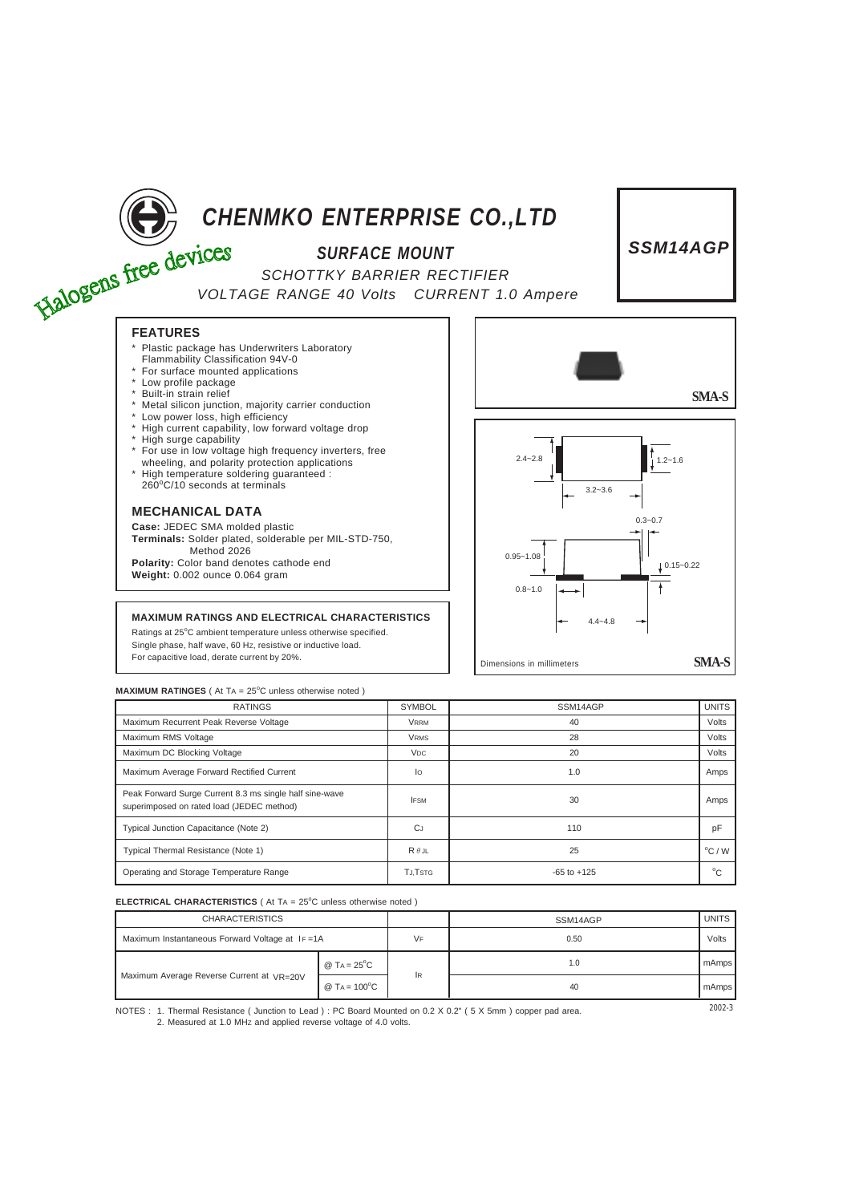# CHENMKO ENTERPRISE CO.,LTD

Halogens free devices

## SURFACE MOUNT

SCHOTTKY BARRIER RECTIFIER

VOLTAGE RANGE 40 Volts CURRENT 1.0 Ampere

**SSM14AGP**

### FEATURES

- Plastic package has Underwriters Laboratory Flammability Classification 94V-0
- For surface mounted applications
- Low profile package
- Built-in strain relief
- Metal silicon junction, majority carrier conduction
- Low power loss, high efficiency
- High current capability, low forward voltage drop
- High surge capability
- For use in low voltage high frequency inverters, free wheeling, and polarity protection applications
- High temperature soldering guaranteed : 260°C/10 seconds at terminals

### MECHANICAL DATA

**Case:** JEDEC SMA molded plastic
**Terminals:** Solder plated, solderable per MIL-STD-750, Method 2026
**Polarity:** Color band denotes cathode end
**Weight:** 0.002 ounce 0.064 gram

SMA-S

2.4~2.8
1.2~1.6
3.2~3.6
0.3~0.7
0.95~1.08
0.15~0.22
0.8~1.0
4.4~4.8

Dimensions in millimeters

SMA-S

### MAXIMUM RATINGS AND ELECTRICAL CHARACTERISTICS

Ratings at 25°C ambient temperature unless otherwise specified.
Single phase, half wave, 60 Hz, resistive or inductive load.
For capacitive load, derate current by 20%.

**MAXIMUM RATINGES** ( At $T_A$ = 25°C unless otherwise noted )

| RATINGS | SYMBOL | SSM14AGP | UNITS |
|---|---|---|---|
| Maximum Recurrent Peak Reverse Voltage | $V_{RRM}$ | 40 | Volts |
| Maximum RMS Voltage | $V_{RMS}$ | 28 | Volts |
| Maximum DC Blocking Voltage | $V_{DC}$ | 20 | Volts |
| Maximum Average Forward Rectified Current | $I_O$ | 1.0 | Amps |
| Peak Forward Surge Current 8.3 ms single half sine-wave superimposed on rated load (JEDEC method) | $I_{FSM}$ | 30 | Amps |
| Typical Junction Capacitance (Note 2) | $C_J$ | 110 | pF |
| Typical Thermal Resistance (Note 1) | $R_{\theta JL}$ | 25 | °C / W |
| Operating and Storage Temperature Range | $T_J, T_{STG}$ | -65 to +125 | °C |

**ELECTRICAL CHARACTERISTICS** ( At $T_A$ = 25°C unless otherwise noted )

| CHARACTERISTICS | | | SSM14AGP | UNITS |
|---|---|---|---|---|
| Maximum Instantaneous Forward Voltage at $I_F$ =1A | | $V_F$ | 0.50 | Volts |
| Maximum Average Reverse Current at $V_R$=20V | @ $T_A$ = 25°C | $I_R$ | 1.0 | mAmps |
| | @ $T_A$ = 100°C | | 40 | mAmps |

NOTES : 1. Thermal Resistance ( Junction to Lead ) : PC Board Mounted on 0.2 X 0.2" ( 5 X 5mm ) copper pad area.
2. Measured at 1.0 MHz and applied reverse voltage of 4.0 volts.

2002-3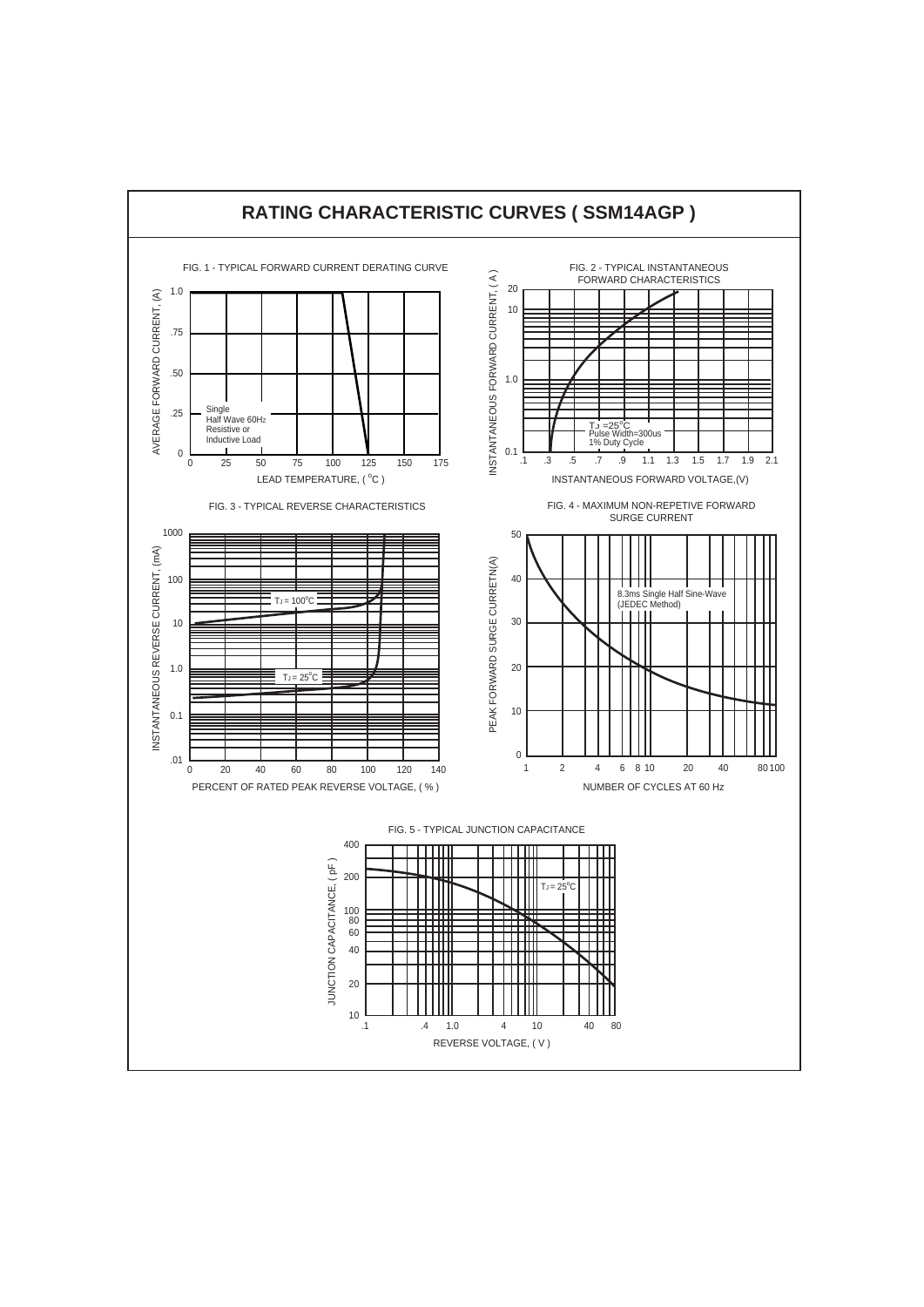# RATING CHARACTERISTIC CURVES ( SSM14AGP )

FIG. 1 - TYPICAL FORWARD CURRENT DERATING CURVE

AVERAGE FORWARD CURRENT, (A)

1.0
.75
.50
.25
0

0 25 50 75 100 125 150 175

LEAD TEMPERATURE, ( °C )

Single
Half Wave 60Hz
Resistive or
Inductive Load

FIG. 2 - TYPICAL INSTANTANEOUS FORWARD CHARACTERISTICS

INSTANTANEOUS FORWARD CURRENT, ( A )

20
10
1.0
0.1

.1 .3 .5 .7 .9 1.1 1.3 1.5 1.7 1.9 2.1

INSTANTANEOUS FORWARD VOLTAGE,(V)

$T_J$ =25°C
Pulse Width=300us
1% Duty Cycle

FIG. 3 - TYPICAL REVERSE CHARACTERISTICS

INSTANTANEOUS REVERSE CURRENT, (mA)

1000
100
10
1.0
0.1
.01

0 20 40 60 80 100 120 140

PERCENT OF RATED PEAK REVERSE VOLTAGE, ( % )

$T_J$ = 100°C

$T_J$ = 25°C

FIG. 4 - MAXIMUM NON-REPETIVE FORWARD SURGE CURRENT

PEAK FORWARD SURGE CURRETN(A)

50
40
30
20
10
0

1 2 4 6 8 10 20 40 80 100

NUMBER OF CYCLES AT 60 Hz

8.3ms Single Half Sine-Wave
(JEDEC Method)

FIG. 5 - TYPICAL JUNCTION CAPACITANCE

JUNCTION CAPACITANCE, ( pF )

400
200
100
80
60
40
20
10

.1 .4 1.0 4 10 40 80

REVERSE VOLTAGE, ( V )

$T_J$ = 25°C